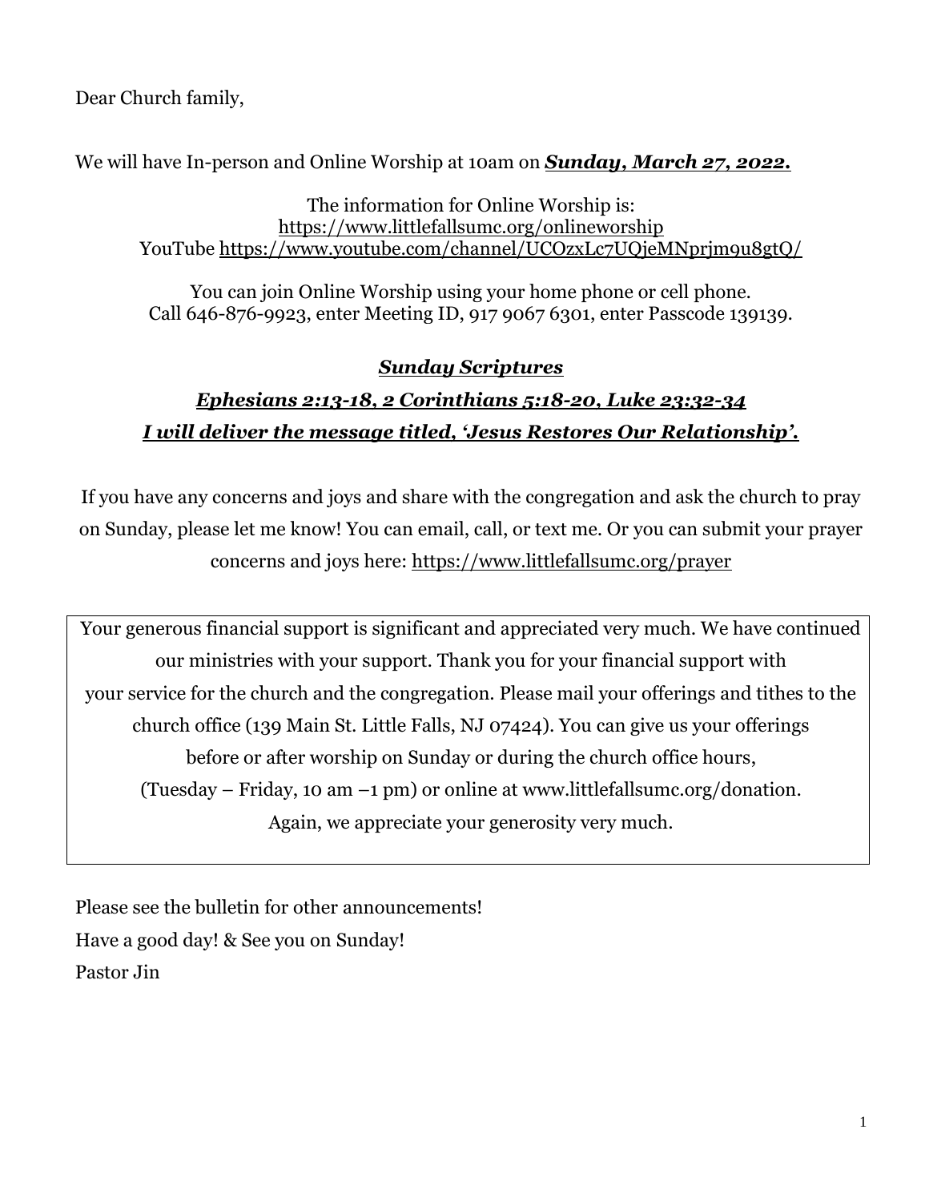Dear Church family,

We will have In-person and Online Worship at 10am on ***Sunday, March 27, 2022.***

The information for Online Worship is:
https://www.littlefallsumc.org/onlineworship
YouTube https://www.youtube.com/channel/UCOzxLc7UQjeMNprjm9u8gtQ/

You can join Online Worship using your home phone or cell phone.
Call 646-876-9923, enter Meeting ID, 917 9067 6301, enter Passcode 139139.

***Sunday Scriptures***

***Ephesians 2:13-18, 2 Corinthians 5:18-20, Luke 23:32-34***

***I will deliver the message titled, 'Jesus Restores Our Relationship'.***

If you have any concerns and joys and share with the congregation and ask the church to pray on Sunday, please let me know! You can email, call, or text me. Or you can submit your prayer concerns and joys here: https://www.littlefallsumc.org/prayer

Your generous financial support is significant and appreciated very much. We have continued our ministries with your support. Thank you for your financial support with your service for the church and the congregation. Please mail your offerings and tithes to the church office (139 Main St. Little Falls, NJ 07424). You can give us your offerings before or after worship on Sunday or during the church office hours, (Tuesday – Friday, 10 am –1 pm) or online at www.littlefallsumc.org/donation. Again, we appreciate your generosity very much.

Please see the bulletin for other announcements!
Have a good day! & See you on Sunday!
Pastor Jin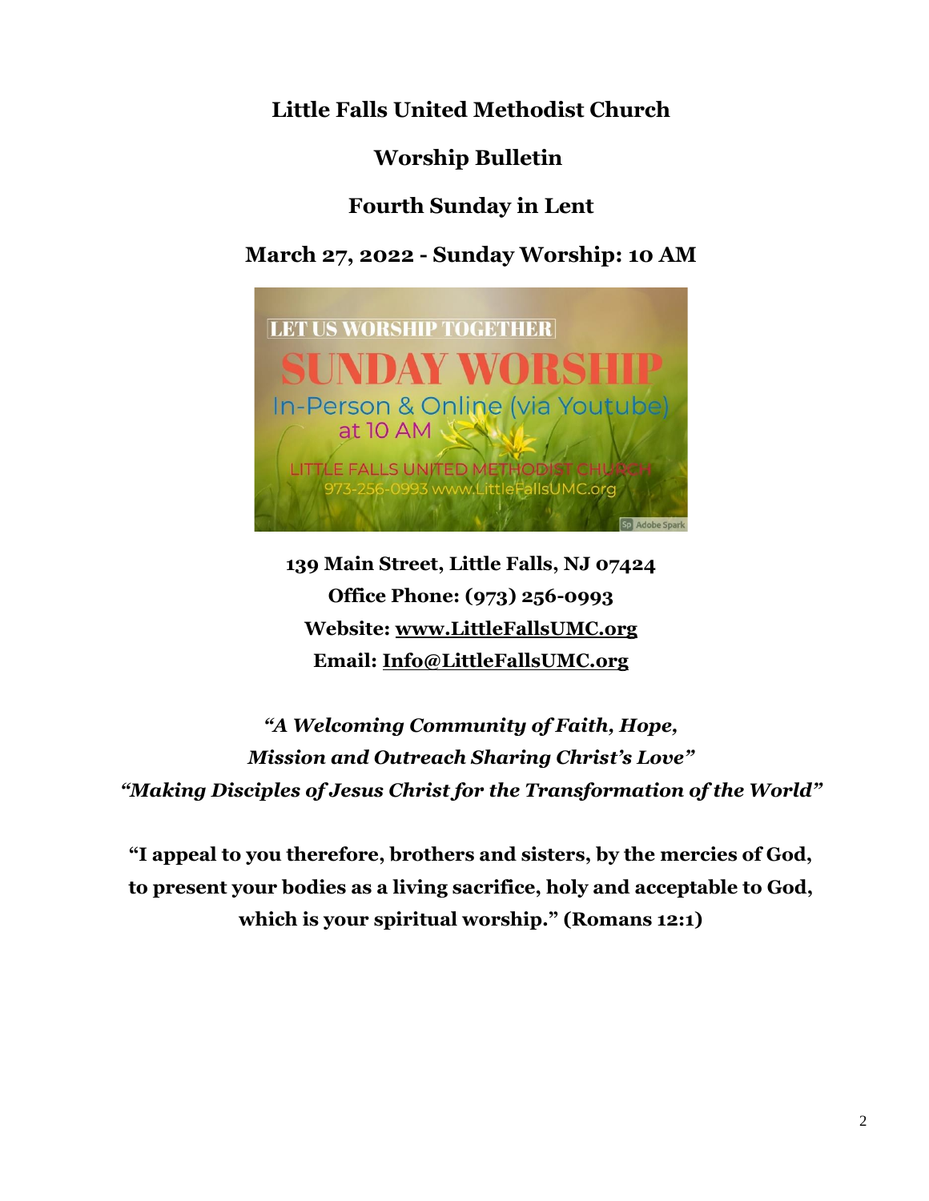# Little Falls United Methodist Church

## Worship Bulletin

## Fourth Sunday in Lent

## March 27, 2022 - Sunday Worship: 10 AM

**139 Main Street, Little Falls, NJ 07424**
**Office Phone: (973) 256-0993**
**Website: www.LittleFallsUMC.org**
**Email: Info@LittleFallsUMC.org**

***"A Welcoming Community of Faith, Hope,***
***Mission and Outreach Sharing Christ's Love"***
***"Making Disciples of Jesus Christ for the Transformation of the World"***

**"I appeal to you therefore, brothers and sisters, by the mercies of God, to present your bodies as a living sacrifice, holy and acceptable to God, which is your spiritual worship." (Romans 12:1)**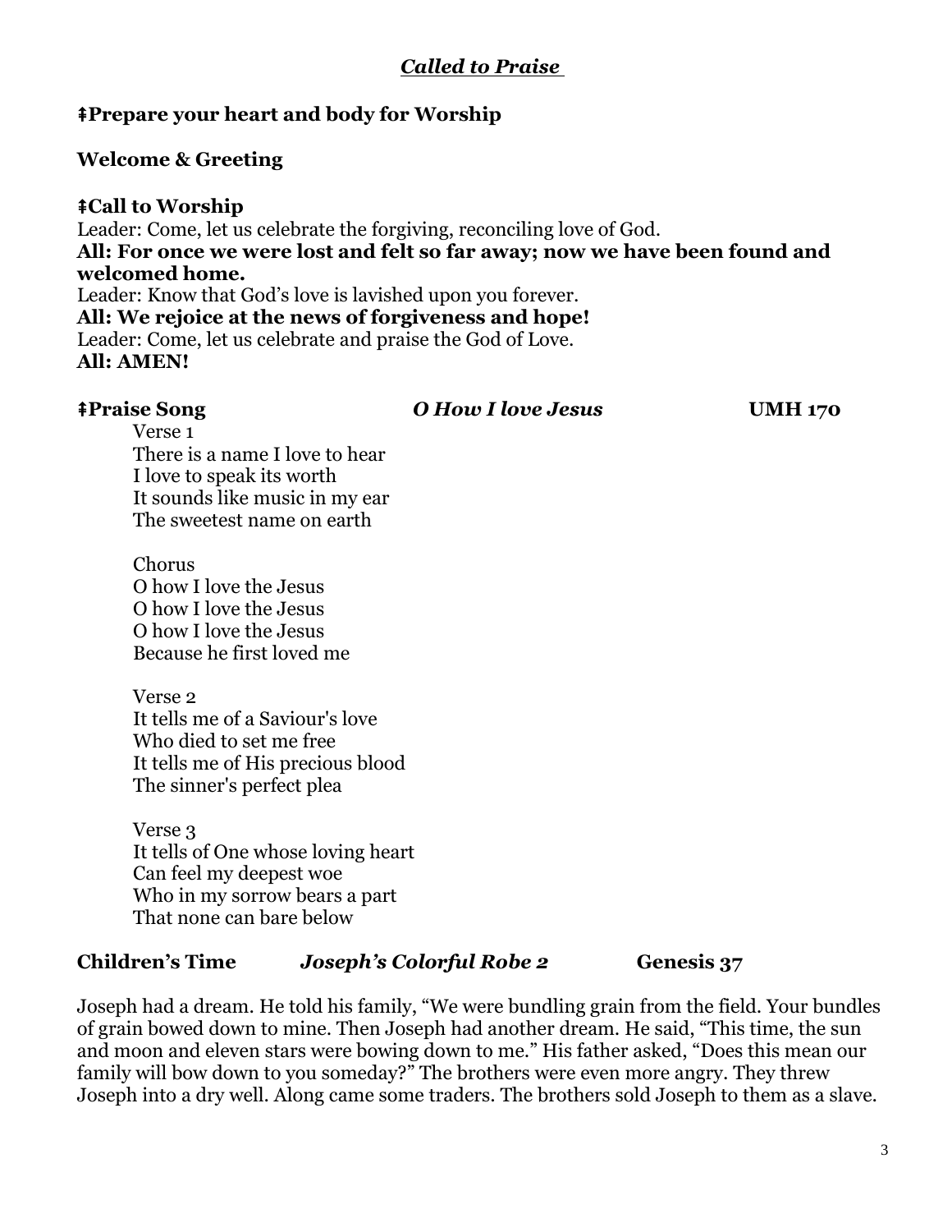## ***Called to Praise***

**‡Prepare your heart and body for Worship**

**Welcome & Greeting**

**‡Call to Worship**

Leader: Come, let us celebrate the forgiving, reconciling love of God.
**All: For once we were lost and felt so far away; now we have been found and welcomed home.**
Leader: Know that God's love is lavished upon you forever.
**All: We rejoice at the news of forgiveness and hope!**
Leader: Come, let us celebrate and praise the God of Love.
**All: AMEN!**

**‡Praise Song** ***O How I love Jesus*** **UMH 170**

Verse 1
There is a name I love to hear
I love to speak its worth
It sounds like music in my ear
The sweetest name on earth

Chorus
O how I love the Jesus
O how I love the Jesus
O how I love the Jesus
Because he first loved me

Verse 2
It tells me of a Saviour's love
Who died to set me free
It tells me of His precious blood
The sinner's perfect plea

Verse 3
It tells of One whose loving heart
Can feel my deepest woe
Who in my sorrow bears a part
That none can bare below

**Children's Time** ***Joseph's Colorful Robe 2*** **Genesis 37**

Joseph had a dream. He told his family, "We were bundling grain from the field. Your bundles of grain bowed down to mine. Then Joseph had another dream. He said, "This time, the sun and moon and eleven stars were bowing down to me." His father asked, "Does this mean our family will bow down to you someday?" The brothers were even more angry. They threw Joseph into a dry well. Along came some traders. The brothers sold Joseph to them as a slave.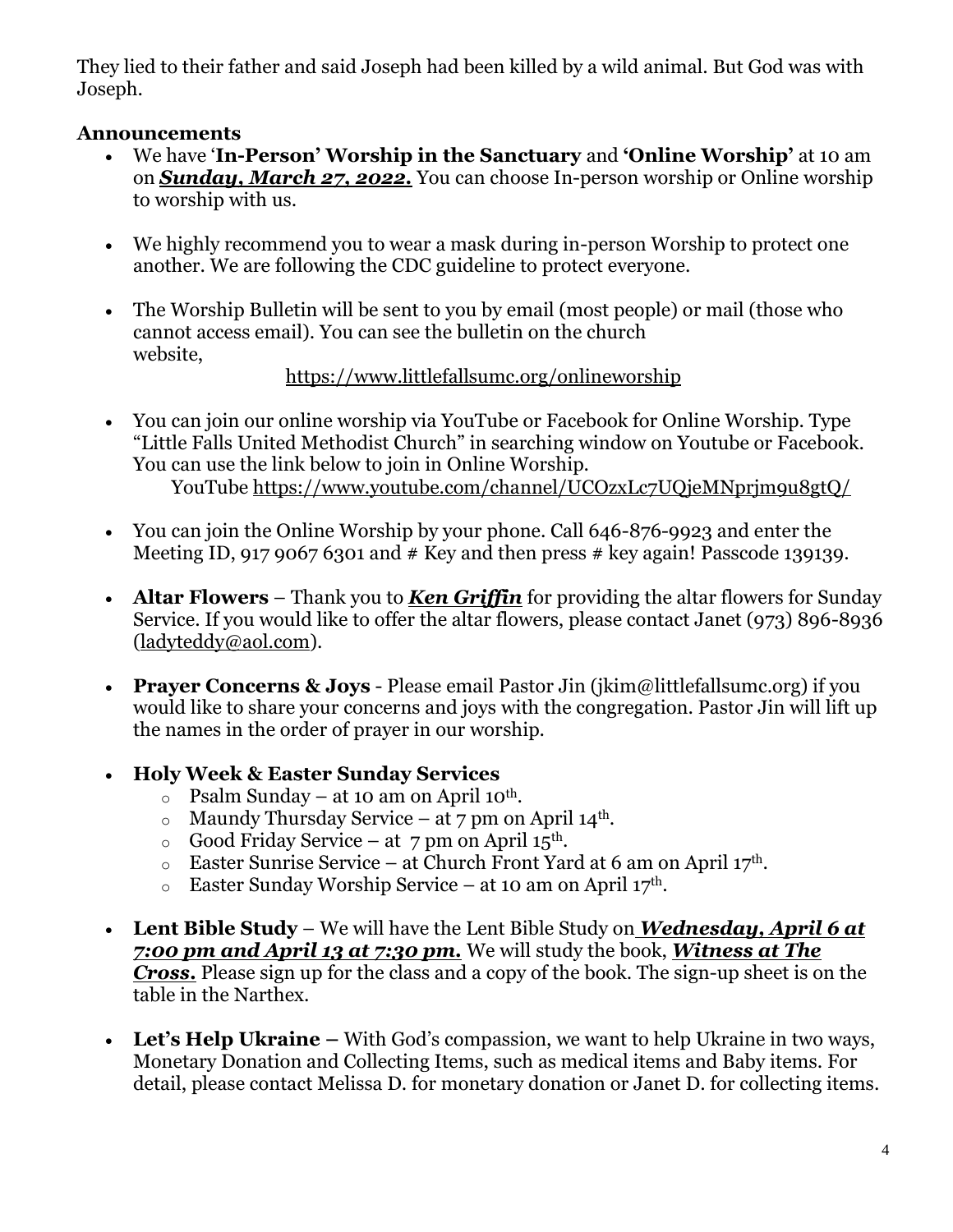They lied to their father and said Joseph had been killed by a wild animal. But God was with Joseph.

**Announcements**

- We have '**In-Person' Worship in the Sanctuary** and **'Online Worship'** at 10 am on ***Sunday, March 27, 2022.*** You can choose In-person worship or Online worship to worship with us.

- We highly recommend you to wear a mask during in-person Worship to protect one another. We are following the CDC guideline to protect everyone.

- The Worship Bulletin will be sent to you by email (most people) or mail (those who cannot access email). You can see the bulletin on the church website,

  https://www.littlefallsumc.org/onlineworship

- You can join our online worship via YouTube or Facebook for Online Worship. Type "Little Falls United Methodist Church" in searching window on Youtube or Facebook. You can use the link below to join in Online Worship.

  YouTube https://www.youtube.com/channel/UCOzxLc7UQjeMNprjm9u8gtQ/

- You can join the Online Worship by your phone. Call 646-876-9923 and enter the Meeting ID, 917 9067 6301 and # Key and then press # key again! Passcode 139139.

- **Altar Flowers** – Thank you to ***Ken Griffin*** for providing the altar flowers for Sunday Service. If you would like to offer the altar flowers, please contact Janet (973) 896-8936 (ladyteddy@aol.com).

- **Prayer Concerns & Joys** - Please email Pastor Jin (jkim@littlefallsumc.org) if you would like to share your concerns and joys with the congregation. Pastor Jin will lift up the names in the order of prayer in our worship.

- **Holy Week & Easter Sunday Services**
  - Psalm Sunday – at 10 am on April 10th.
  - Maundy Thursday Service – at 7 pm on April 14th.
  - Good Friday Service – at 7 pm on April 15th.
  - Easter Sunrise Service – at Church Front Yard at 6 am on April 17th.
  - Easter Sunday Worship Service – at 10 am on April 17th.

- **Lent Bible Study** – We will have the Lent Bible Study on ***Wednesday, April 6 at 7:00 pm and April 13 at 7:30 pm.*** We will study the book, ***Witness at The Cross.*** Please sign up for the class and a copy of the book. The sign-up sheet is on the table in the Narthex.

- **Let's Help Ukraine –** With God's compassion, we want to help Ukraine in two ways, Monetary Donation and Collecting Items, such as medical items and Baby items. For detail, please contact Melissa D. for monetary donation or Janet D. for collecting items.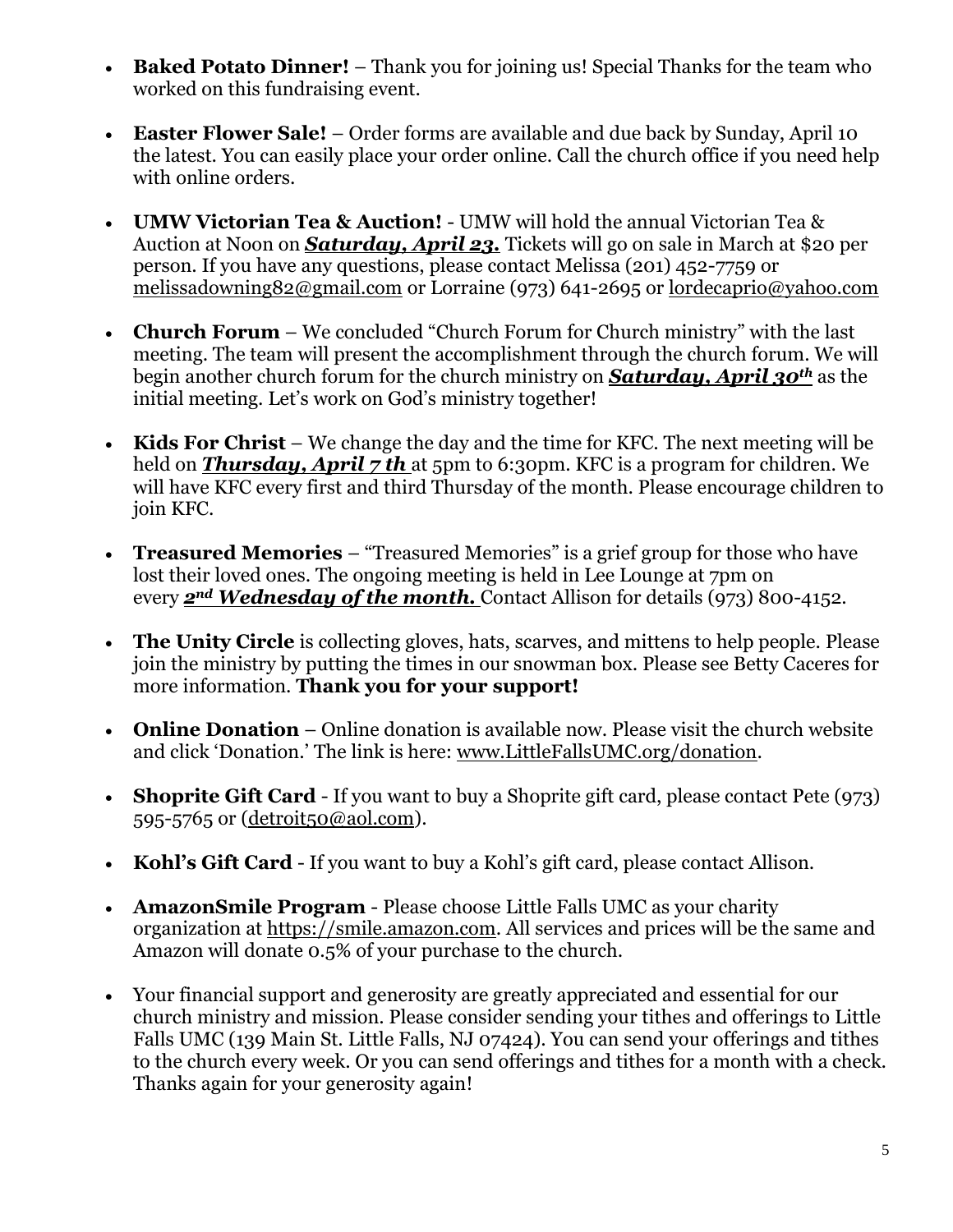- **Baked Potato Dinner!** – Thank you for joining us! Special Thanks for the team who worked on this fundraising event.

- **Easter Flower Sale!** – Order forms are available and due back by Sunday, April 10 the latest. You can easily place your order online. Call the church office if you need help with online orders.

- **UMW Victorian Tea & Auction!** - UMW will hold the annual Victorian Tea & Auction at Noon on ***Saturday, April 23.*** Tickets will go on sale in March at $20 per person. If you have any questions, please contact Melissa (201) 452-7759 or melissadowning82@gmail.com or Lorraine (973) 641-2695 or lordecaprio@yahoo.com

- **Church Forum** – We concluded "Church Forum for Church ministry" with the last meeting. The team will present the accomplishment through the church forum. We will begin another church forum for the church ministry on ***Saturday, April 30th*** as the initial meeting. Let's work on God's ministry together!

- **Kids For Christ** – We change the day and the time for KFC. The next meeting will be held on ***Thursday, April 7 th*** at 5pm to 6:30pm. KFC is a program for children. We will have KFC every first and third Thursday of the month. Please encourage children to join KFC.

- **Treasured Memories** – "Treasured Memories" is a grief group for those who have lost their loved ones. The ongoing meeting is held in Lee Lounge at 7pm on every ***2nd Wednesday of the month.*** Contact Allison for details (973) 800-4152.

- **The Unity Circle** is collecting gloves, hats, scarves, and mittens to help people. Please join the ministry by putting the times in our snowman box. Please see Betty Caceres for more information. **Thank you for your support!**

- **Online Donation** – Online donation is available now. Please visit the church website and click 'Donation.' The link is here: www.LittleFallsUMC.org/donation.

- **Shoprite Gift Card** - If you want to buy a Shoprite gift card, please contact Pete (973) 595-5765 or (detroit50@aol.com).

- **Kohl's Gift Card** - If you want to buy a Kohl's gift card, please contact Allison.

- **AmazonSmile Program** - Please choose Little Falls UMC as your charity organization at https://smile.amazon.com. All services and prices will be the same and Amazon will donate 0.5% of your purchase to the church.

- Your financial support and generosity are greatly appreciated and essential for our church ministry and mission. Please consider sending your tithes and offerings to Little Falls UMC (139 Main St. Little Falls, NJ 07424). You can send your offerings and tithes to the church every week. Or you can send offerings and tithes for a month with a check. Thanks again for your generosity again!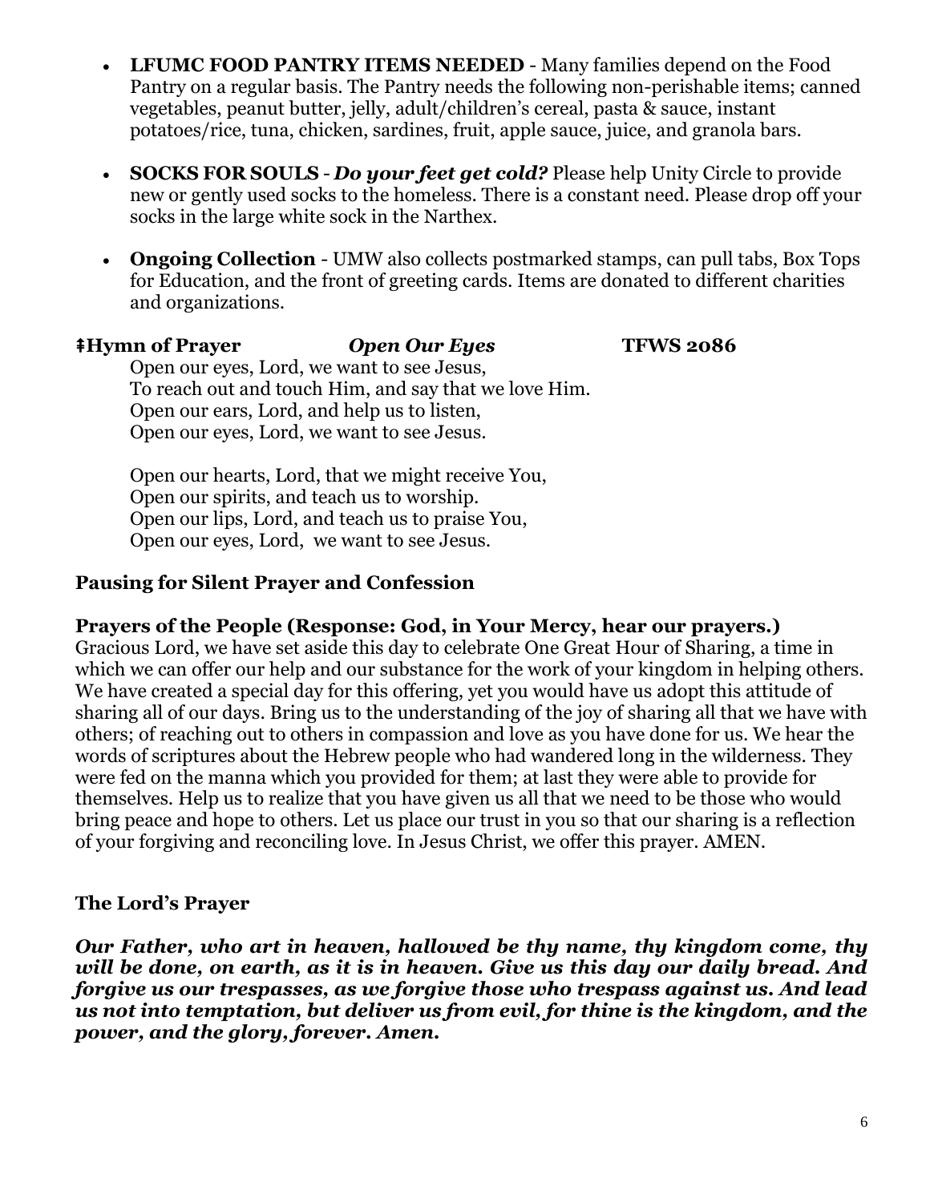- **LFUMC FOOD PANTRY ITEMS NEEDED** - Many families depend on the Food Pantry on a regular basis. The Pantry needs the following non-perishable items; canned vegetables, peanut butter, jelly, adult/children's cereal, pasta & sauce, instant potatoes/rice, tuna, chicken, sardines, fruit, apple sauce, juice, and granola bars.

- **SOCKS FOR SOULS** - ***Do your feet get cold?*** Please help Unity Circle to provide new or gently used socks to the homeless. There is a constant need. Please drop off your socks in the large white sock in the Narthex.

- **Ongoing Collection** - UMW also collects postmarked stamps, can pull tabs, Box Tops for Education, and the front of greeting cards. Items are donated to different charities and organizations.

**‡Hymn of Prayer** ***Open Our Eyes*** **TFWS 2086**

Open our eyes, Lord, we want to see Jesus,
To reach out and touch Him, and say that we love Him.
Open our ears, Lord, and help us to listen,
Open our eyes, Lord, we want to see Jesus.

Open our hearts, Lord, that we might receive You,
Open our spirits, and teach us to worship.
Open our lips, Lord, and teach us to praise You,
Open our eyes, Lord, we want to see Jesus.

**Pausing for Silent Prayer and Confession**

**Prayers of the People (Response: God, in Your Mercy, hear our prayers.)**

Gracious Lord, we have set aside this day to celebrate One Great Hour of Sharing, a time in which we can offer our help and our substance for the work of your kingdom in helping others. We have created a special day for this offering, yet you would have us adopt this attitude of sharing all of our days. Bring us to the understanding of the joy of sharing all that we have with others; of reaching out to others in compassion and love as you have done for us. We hear the words of scriptures about the Hebrew people who had wandered long in the wilderness. They were fed on the manna which you provided for them; at last they were able to provide for themselves. Help us to realize that you have given us all that we need to be those who would bring peace and hope to others. Let us place our trust in you so that our sharing is a reflection of your forgiving and reconciling love. In Jesus Christ, we offer this prayer. AMEN.

**The Lord's Prayer**

***Our Father, who art in heaven, hallowed be thy name, thy kingdom come, thy will be done, on earth, as it is in heaven. Give us this day our daily bread. And forgive us our trespasses, as we forgive those who trespass against us. And lead us not into temptation, but deliver us from evil, for thine is the kingdom, and the power, and the glory, forever. Amen.***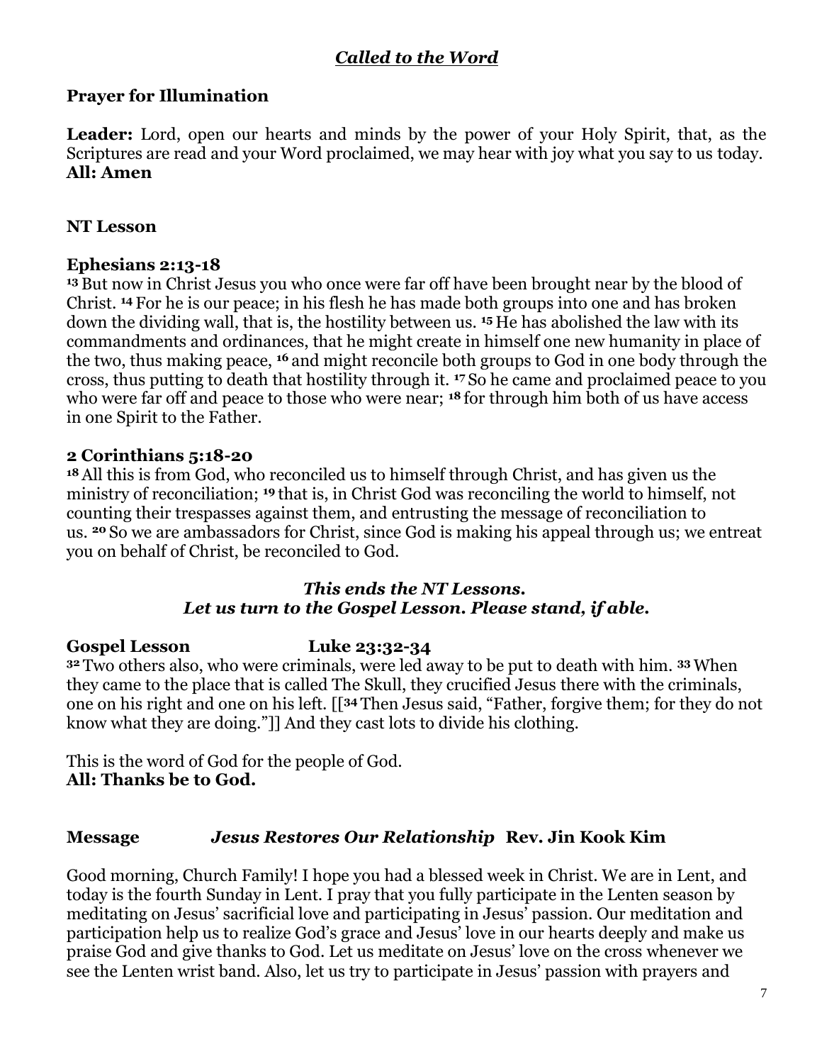## ***Called to the Word***

**Prayer for Illumination**

**Leader:** Lord, open our hearts and minds by the power of your Holy Spirit, that, as the Scriptures are read and your Word proclaimed, we may hear with joy what you say to us today.
**All: Amen**

**NT Lesson**

**Ephesians 2:13-18**
**13** But now in Christ Jesus you who once were far off have been brought near by the blood of Christ. **14** For he is our peace; in his flesh he has made both groups into one and has broken down the dividing wall, that is, the hostility between us. **15** He has abolished the law with its commandments and ordinances, that he might create in himself one new humanity in place of the two, thus making peace, **16** and might reconcile both groups to God in one body through the cross, thus putting to death that hostility through it. **17** So he came and proclaimed peace to you who were far off and peace to those who were near; **18** for through him both of us have access in one Spirit to the Father.

**2 Corinthians 5:18-20**
**18** All this is from God, who reconciled us to himself through Christ, and has given us the ministry of reconciliation; **19** that is, in Christ God was reconciling the world to himself, not counting their trespasses against them, and entrusting the message of reconciliation to us. **20** So we are ambassadors for Christ, since God is making his appeal through us; we entreat you on behalf of Christ, be reconciled to God.

***This ends the NT Lessons.***
***Let us turn to the Gospel Lesson. Please stand, if able.***

**Gospel Lesson Luke 23:32-34**
**32** Two others also, who were criminals, were led away to be put to death with him. **33** When they came to the place that is called The Skull, they crucified Jesus there with the criminals, one on his right and one on his left. [[**34** Then Jesus said, "Father, forgive them; for they do not know what they are doing."]] And they cast lots to divide his clothing.

This is the word of God for the people of God.
**All: Thanks be to God.**

**Message** ***Jesus Restores Our Relationship*** **Rev. Jin Kook Kim**

Good morning, Church Family! I hope you had a blessed week in Christ. We are in Lent, and today is the fourth Sunday in Lent. I pray that you fully participate in the Lenten season by meditating on Jesus' sacrificial love and participating in Jesus' passion. Our meditation and participation help us to realize God's grace and Jesus' love in our hearts deeply and make us praise God and give thanks to God. Let us meditate on Jesus' love on the cross whenever we see the Lenten wrist band. Also, let us try to participate in Jesus' passion with prayers and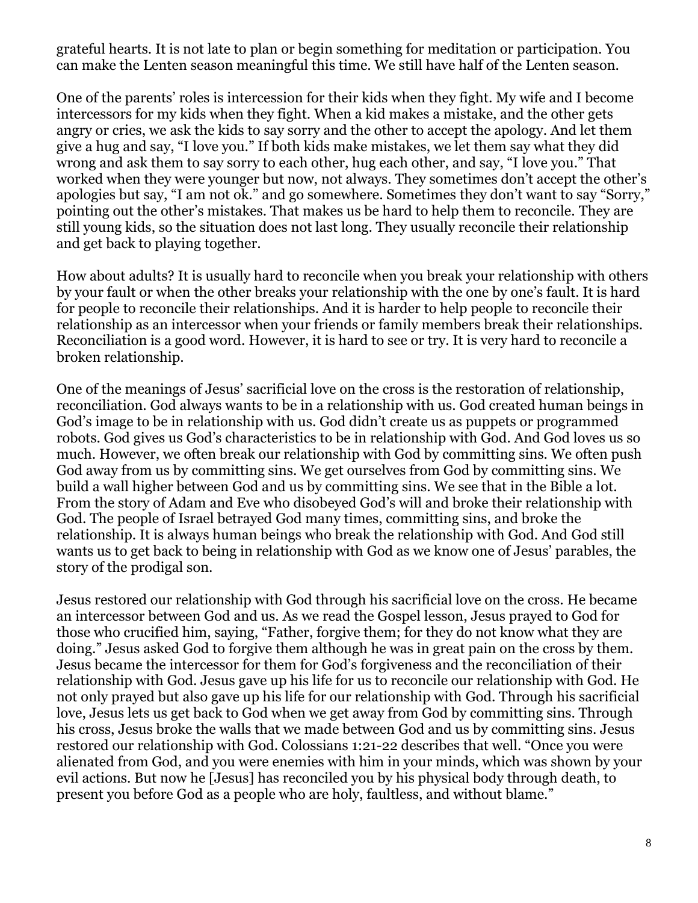grateful hearts. It is not late to plan or begin something for meditation or participation. You can make the Lenten season meaningful this time. We still have half of the Lenten season.

One of the parents' roles is intercession for their kids when they fight. My wife and I become intercessors for my kids when they fight. When a kid makes a mistake, and the other gets angry or cries, we ask the kids to say sorry and the other to accept the apology. And let them give a hug and say, "I love you." If both kids make mistakes, we let them say what they did wrong and ask them to say sorry to each other, hug each other, and say, "I love you." That worked when they were younger but now, not always. They sometimes don't accept the other's apologies but say, "I am not ok." and go somewhere. Sometimes they don't want to say "Sorry," pointing out the other's mistakes. That makes us be hard to help them to reconcile. They are still young kids, so the situation does not last long. They usually reconcile their relationship and get back to playing together.

How about adults? It is usually hard to reconcile when you break your relationship with others by your fault or when the other breaks your relationship with the one by one's fault. It is hard for people to reconcile their relationships. And it is harder to help people to reconcile their relationship as an intercessor when your friends or family members break their relationships. Reconciliation is a good word. However, it is hard to see or try. It is very hard to reconcile a broken relationship.

One of the meanings of Jesus' sacrificial love on the cross is the restoration of relationship, reconciliation. God always wants to be in a relationship with us. God created human beings in God's image to be in relationship with us. God didn't create us as puppets or programmed robots. God gives us God's characteristics to be in relationship with God. And God loves us so much. However, we often break our relationship with God by committing sins. We often push God away from us by committing sins. We get ourselves from God by committing sins. We build a wall higher between God and us by committing sins. We see that in the Bible a lot. From the story of Adam and Eve who disobeyed God's will and broke their relationship with God. The people of Israel betrayed God many times, committing sins, and broke the relationship. It is always human beings who break the relationship with God. And God still wants us to get back to being in relationship with God as we know one of Jesus' parables, the story of the prodigal son.

Jesus restored our relationship with God through his sacrificial love on the cross. He became an intercessor between God and us. As we read the Gospel lesson, Jesus prayed to God for those who crucified him, saying, "Father, forgive them; for they do not know what they are doing." Jesus asked God to forgive them although he was in great pain on the cross by them. Jesus became the intercessor for them for God's forgiveness and the reconciliation of their relationship with God. Jesus gave up his life for us to reconcile our relationship with God. He not only prayed but also gave up his life for our relationship with God. Through his sacrificial love, Jesus lets us get back to God when we get away from God by committing sins. Through his cross, Jesus broke the walls that we made between God and us by committing sins. Jesus restored our relationship with God. Colossians 1:21-22 describes that well. "Once you were alienated from God, and you were enemies with him in your minds, which was shown by your evil actions. But now he [Jesus] has reconciled you by his physical body through death, to present you before God as a people who are holy, faultless, and without blame."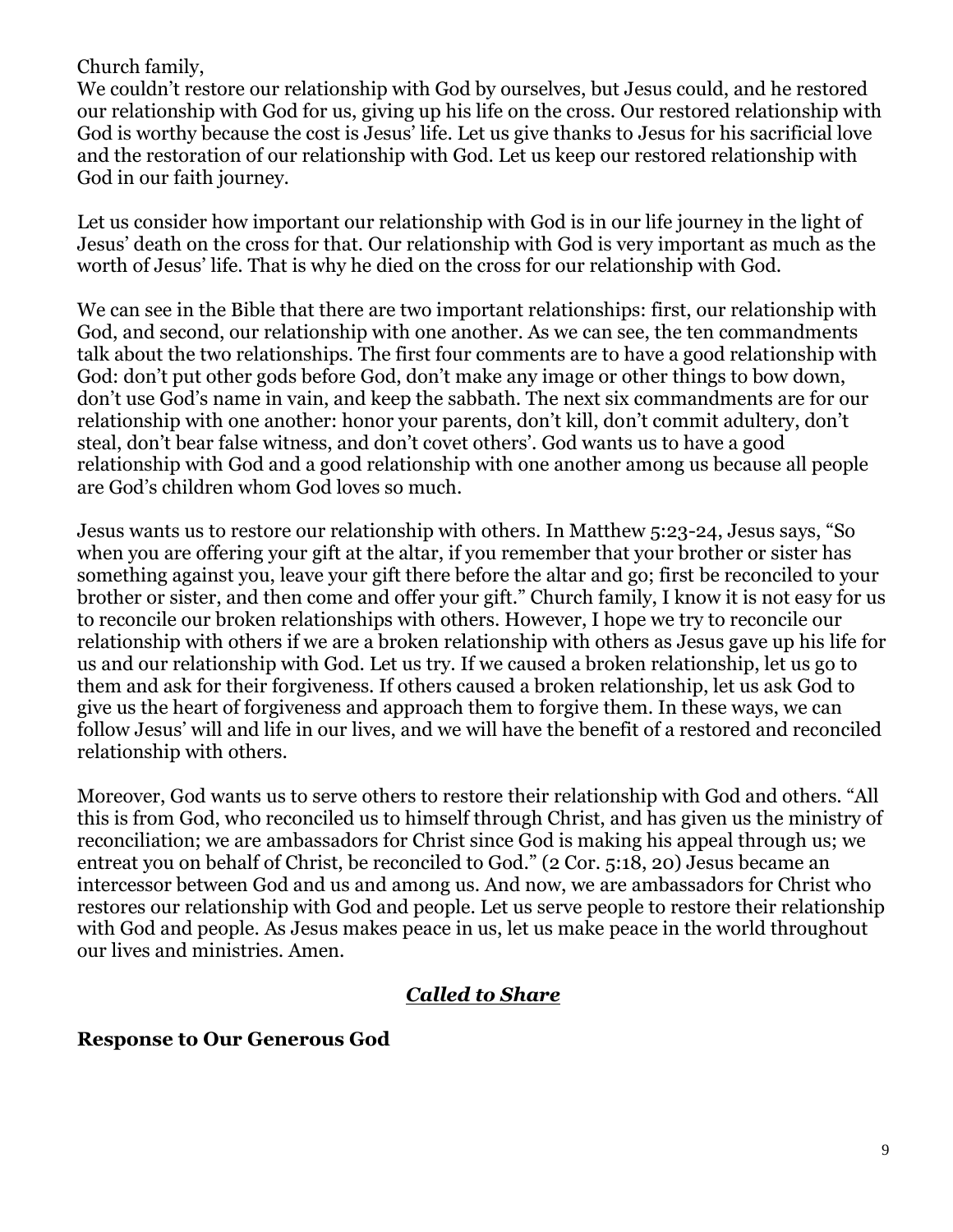Church family,
We couldn't restore our relationship with God by ourselves, but Jesus could, and he restored our relationship with God for us, giving up his life on the cross. Our restored relationship with God is worthy because the cost is Jesus' life. Let us give thanks to Jesus for his sacrificial love and the restoration of our relationship with God. Let us keep our restored relationship with God in our faith journey.

Let us consider how important our relationship with God is in our life journey in the light of Jesus' death on the cross for that. Our relationship with God is very important as much as the worth of Jesus' life. That is why he died on the cross for our relationship with God.

We can see in the Bible that there are two important relationships: first, our relationship with God, and second, our relationship with one another. As we can see, the ten commandments talk about the two relationships. The first four comments are to have a good relationship with God: don't put other gods before God, don't make any image or other things to bow down, don't use God's name in vain, and keep the sabbath. The next six commandments are for our relationship with one another: honor your parents, don't kill, don't commit adultery, don't steal, don't bear false witness, and don't covet others'. God wants us to have a good relationship with God and a good relationship with one another among us because all people are God's children whom God loves so much.

Jesus wants us to restore our relationship with others. In Matthew 5:23-24, Jesus says, "So when you are offering your gift at the altar, if you remember that your brother or sister has something against you, leave your gift there before the altar and go; first be reconciled to your brother or sister, and then come and offer your gift." Church family, I know it is not easy for us to reconcile our broken relationships with others. However, I hope we try to reconcile our relationship with others if we are a broken relationship with others as Jesus gave up his life for us and our relationship with God. Let us try. If we caused a broken relationship, let us go to them and ask for their forgiveness. If others caused a broken relationship, let us ask God to give us the heart of forgiveness and approach them to forgive them. In these ways, we can follow Jesus' will and life in our lives, and we will have the benefit of a restored and reconciled relationship with others.

Moreover, God wants us to serve others to restore their relationship with God and others. "All this is from God, who reconciled us to himself through Christ, and has given us the ministry of reconciliation; we are ambassadors for Christ since God is making his appeal through us; we entreat you on behalf of Christ, be reconciled to God." (2 Cor. 5:18, 20) Jesus became an intercessor between God and us and among us. And now, we are ambassadors for Christ who restores our relationship with God and people. Let us serve people to restore their relationship with God and people. As Jesus makes peace in us, let us make peace in the world throughout our lives and ministries. Amen.

## ***Called to Share***

### **Response to Our Generous God**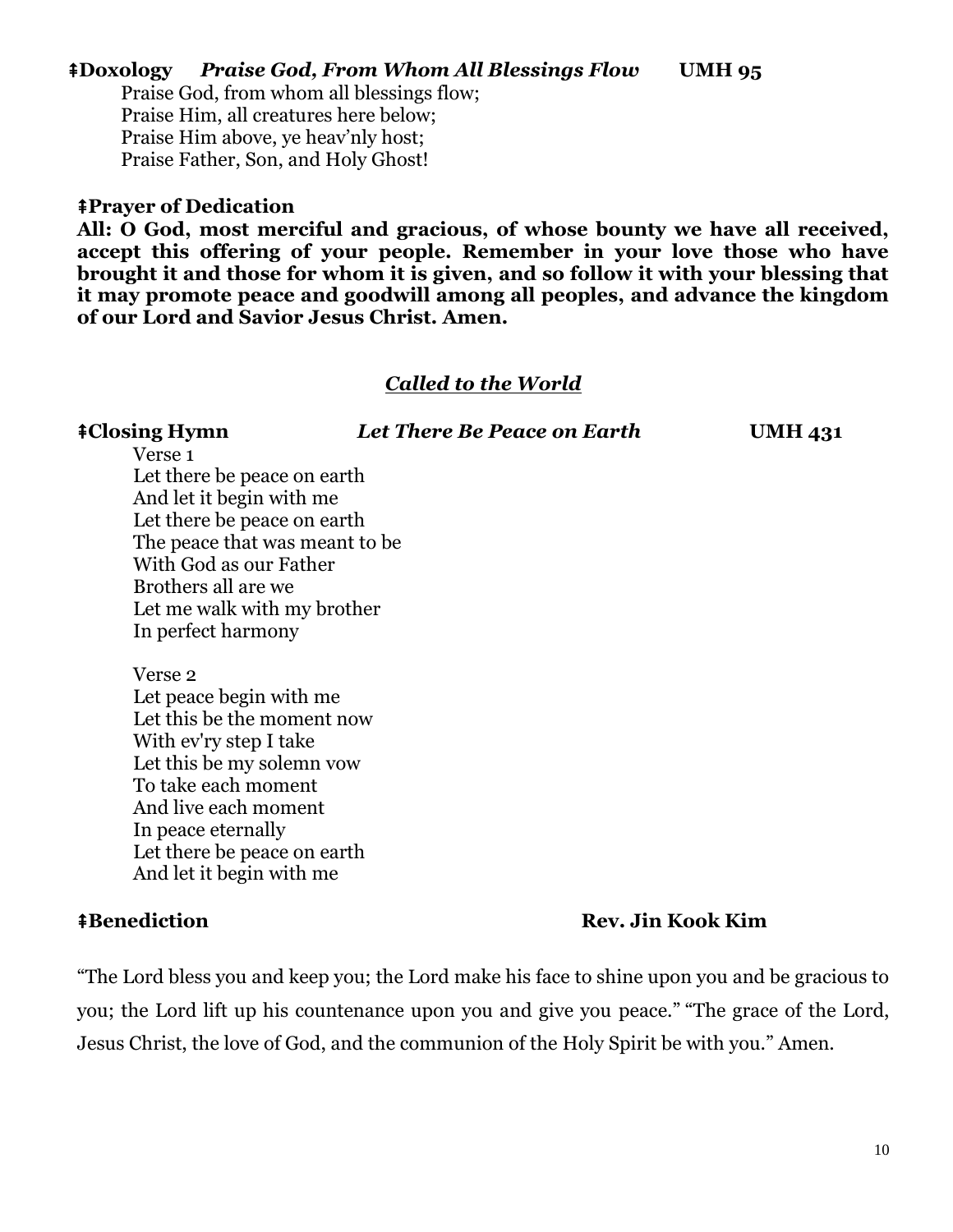**‡Doxology** ***Praise God, From Whom All Blessings Flow*** **UMH 95**

Praise God, from whom all blessings flow;
Praise Him, all creatures here below;
Praise Him above, ye heav'nly host;
Praise Father, Son, and Holy Ghost!

**‡Prayer of Dedication**

**All: O God, most merciful and gracious, of whose bounty we have all received, accept this offering of your people. Remember in your love those who have brought it and those for whom it is given, and so follow it with your blessing that it may promote peace and goodwill among all peoples, and advance the kingdom of our Lord and Savior Jesus Christ. Amen.**

## ***Called to the World***

**‡Closing Hymn** ***Let There Be Peace on Earth*** **UMH 431**

Verse 1
Let there be peace on earth
And let it begin with me
Let there be peace on earth
The peace that was meant to be
With God as our Father
Brothers all are we
Let me walk with my brother
In perfect harmony

Verse 2
Let peace begin with me
Let this be the moment now
With ev'ry step I take
Let this be my solemn vow
To take each moment
And live each moment
In peace eternally
Let there be peace on earth
And let it begin with me

**‡Benediction** **Rev. Jin Kook Kim**

"The Lord bless you and keep you; the Lord make his face to shine upon you and be gracious to you; the Lord lift up his countenance upon you and give you peace." "The grace of the Lord, Jesus Christ, the love of God, and the communion of the Holy Spirit be with you." Amen.